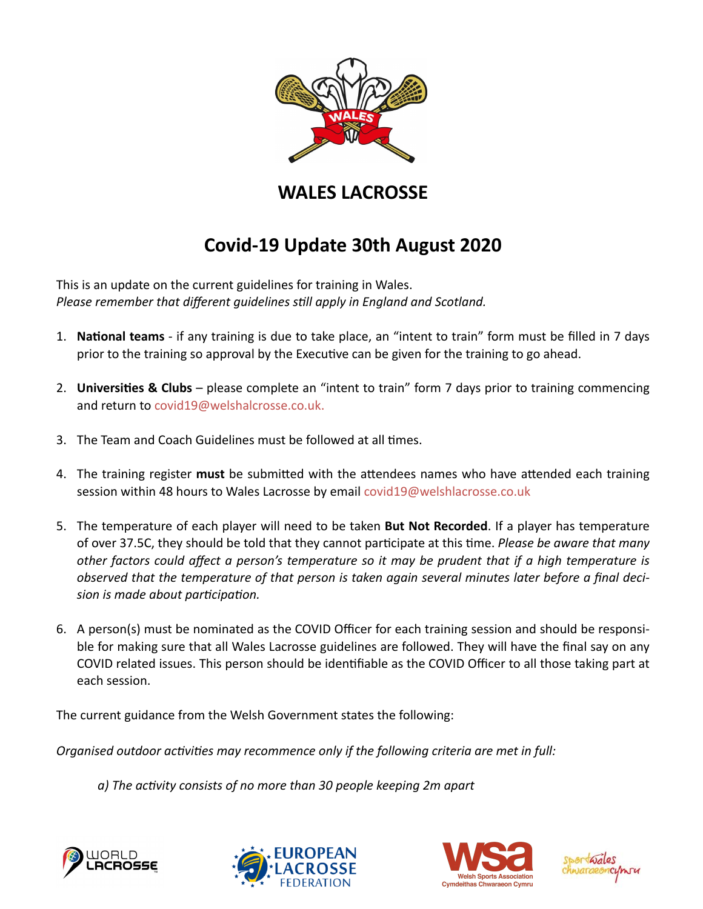# WALES LACROSSE

## Covid-19 Update 30th August 2020

This is an update on the current guidelines for training in Wales.
*Please remember that different guidelines still apply in England and Scotland.*

1. **National teams** - if any training is due to take place, an "intent to train" form must be filled in 7 days prior to the training so approval by the Executive can be given for the training to go ahead.

2. **Universities & Clubs** – please complete an "intent to train" form 7 days prior to training commencing and return to covid19@welshalcrosse.co.uk.

3. The Team and Coach Guidelines must be followed at all times.

4. The training register **must** be submitted with the attendees names who have attended each training session within 48 hours to Wales Lacrosse by email covid19@welshlacrosse.co.uk

5. The temperature of each player will need to be taken **But Not Recorded**. If a player has temperature of over 37.5C, they should be told that they cannot participate at this time. *Please be aware that many other factors could affect a person's temperature so it may be prudent that if a high temperature is observed that the temperature of that person is taken again several minutes later before a final decision is made about participation.*

6. A person(s) must be nominated as the COVID Officer for each training session and should be responsible for making sure that all Wales Lacrosse guidelines are followed. They will have the final say on any COVID related issues. This person should be identifiable as the COVID Officer to all those taking part at each session.

The current guidance from the Welsh Government states the following:

*Organised outdoor activities may recommence only if the following criteria are met in full:*

*a) The activity consists of no more than 30 people keeping 2m apart*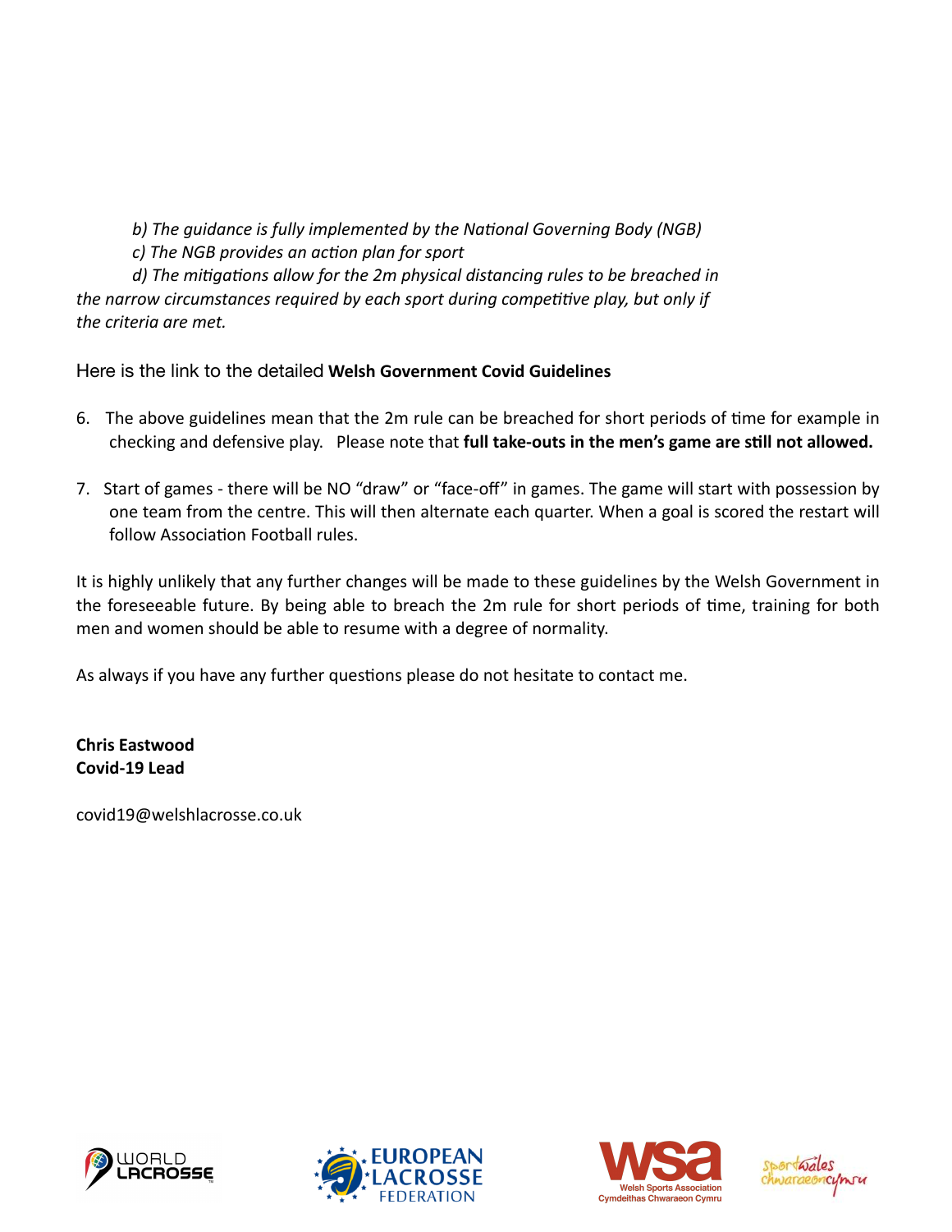*b) The guidance is fully implemented by the National Governing Body (NGB)*

*c) The NGB provides an action plan for sport*

*d) The mitigations allow for the 2m physical distancing rules to be breached in the narrow circumstances required by each sport during competitive play, but only if the criteria are met.*

Here is the link to the detailed **Welsh Government Covid Guidelines**

6. The above guidelines mean that the 2m rule can be breached for short periods of time for example in checking and defensive play. Please note that **full take-outs in the men's game are still not allowed.**

7. Start of games - there will be NO "draw" or "face-off" in games. The game will start with possession by one team from the centre. This will then alternate each quarter. When a goal is scored the restart will follow Association Football rules.

It is highly unlikely that any further changes will be made to these guidelines by the Welsh Government in the foreseeable future. By being able to breach the 2m rule for short periods of time, training for both men and women should be able to resume with a degree of normality.

As always if you have any further questions please do not hesitate to contact me.

**Chris Eastwood**
**Covid-19 Lead**

covid19@welshlacrosse.co.uk